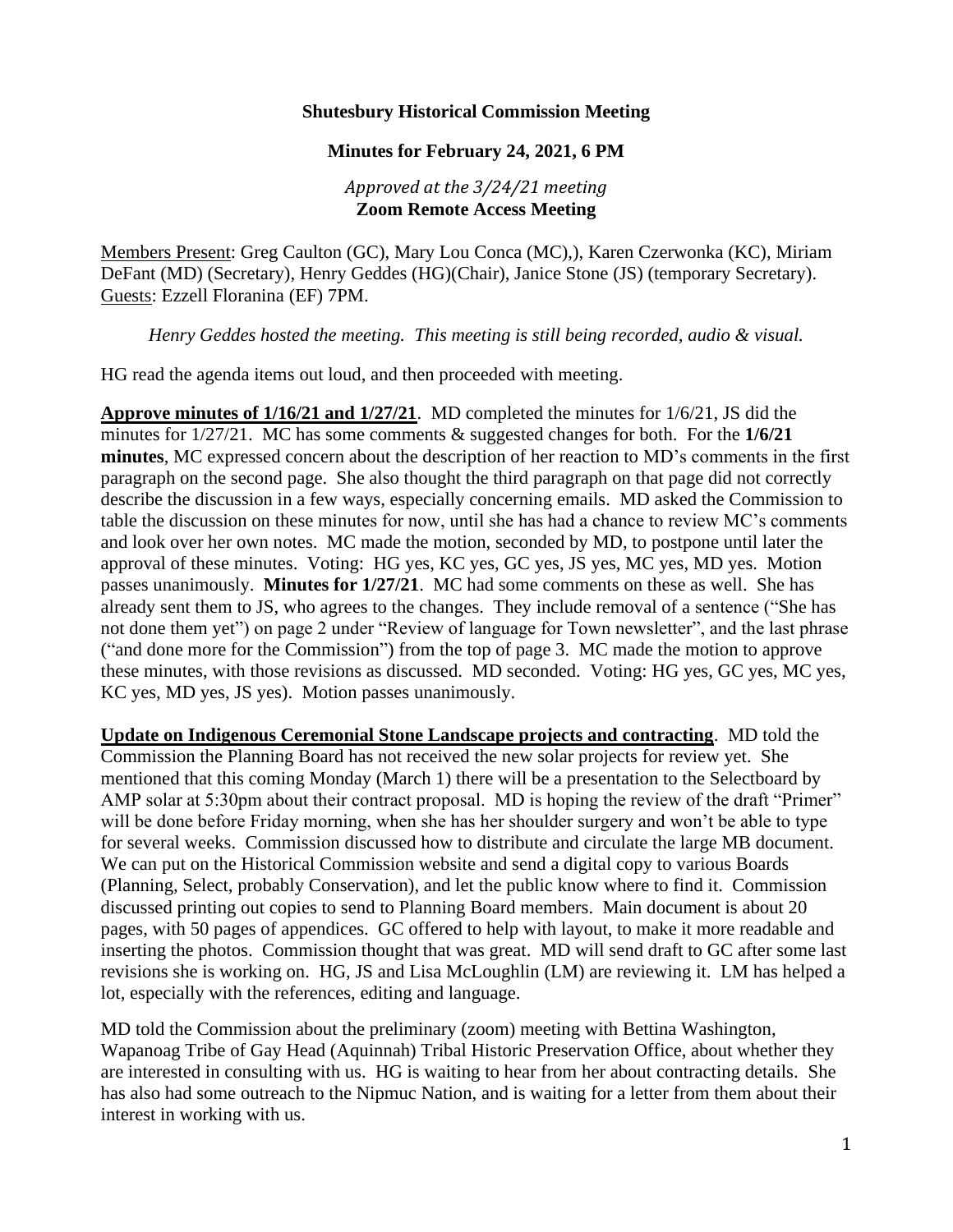**Shutesbury Historical Commission Meeting**

**Minutes for February 24, 2021, 6 PM**

*Approved at the 3/24/21 meeting*

**Zoom Remote Access Meeting**

Members Present: Greg Caulton (GC), Mary Lou Conca (MC),), Karen Czerwonka (KC), Miriam DeFant (MD) (Secretary), Henry Geddes (HG)(Chair), Janice Stone (JS) (temporary Secretary).
Guests: Ezzell Floranina (EF) 7PM.

*Henry Geddes hosted the meeting. This meeting is still being recorded, audio & visual.*

HG read the agenda items out loud, and then proceeded with meeting.

**Approve minutes of 1/16/21 and 1/27/21**. MD completed the minutes for 1/6/21, JS did the minutes for 1/27/21. MC has some comments & suggested changes for both. For the **1/6/21 minutes**, MC expressed concern about the description of her reaction to MD's comments in the first paragraph on the second page. She also thought the third paragraph on that page did not correctly describe the discussion in a few ways, especially concerning emails. MD asked the Commission to table the discussion on these minutes for now, until she has had a chance to review MC's comments and look over her own notes. MC made the motion, seconded by MD, to postpone until later the approval of these minutes. Voting: HG yes, KC yes, GC yes, JS yes, MC yes, MD yes. Motion passes unanimously. **Minutes for 1/27/21**. MC had some comments on these as well. She has already sent them to JS, who agrees to the changes. They include removal of a sentence ("She has not done them yet") on page 2 under "Review of language for Town newsletter", and the last phrase ("and done more for the Commission") from the top of page 3. MC made the motion to approve these minutes, with those revisions as discussed. MD seconded. Voting: HG yes, GC yes, MC yes, KC yes, MD yes, JS yes). Motion passes unanimously.

**Update on Indigenous Ceremonial Stone Landscape projects and contracting**. MD told the Commission the Planning Board has not received the new solar projects for review yet. She mentioned that this coming Monday (March 1) there will be a presentation to the Selectboard by AMP solar at 5:30pm about their contract proposal. MD is hoping the review of the draft "Primer" will be done before Friday morning, when she has her shoulder surgery and won't be able to type for several weeks. Commission discussed how to distribute and circulate the large MB document. We can put on the Historical Commission website and send a digital copy to various Boards (Planning, Select, probably Conservation), and let the public know where to find it. Commission discussed printing out copies to send to Planning Board members. Main document is about 20 pages, with 50 pages of appendices. GC offered to help with layout, to make it more readable and inserting the photos. Commission thought that was great. MD will send draft to GC after some last revisions she is working on. HG, JS and Lisa McLoughlin (LM) are reviewing it. LM has helped a lot, especially with the references, editing and language.

MD told the Commission about the preliminary (zoom) meeting with Bettina Washington, Wapanoag Tribe of Gay Head (Aquinnah) Tribal Historic Preservation Office, about whether they are interested in consulting with us. HG is waiting to hear from her about contracting details. She has also had some outreach to the Nipmuc Nation, and is waiting for a letter from them about their interest in working with us.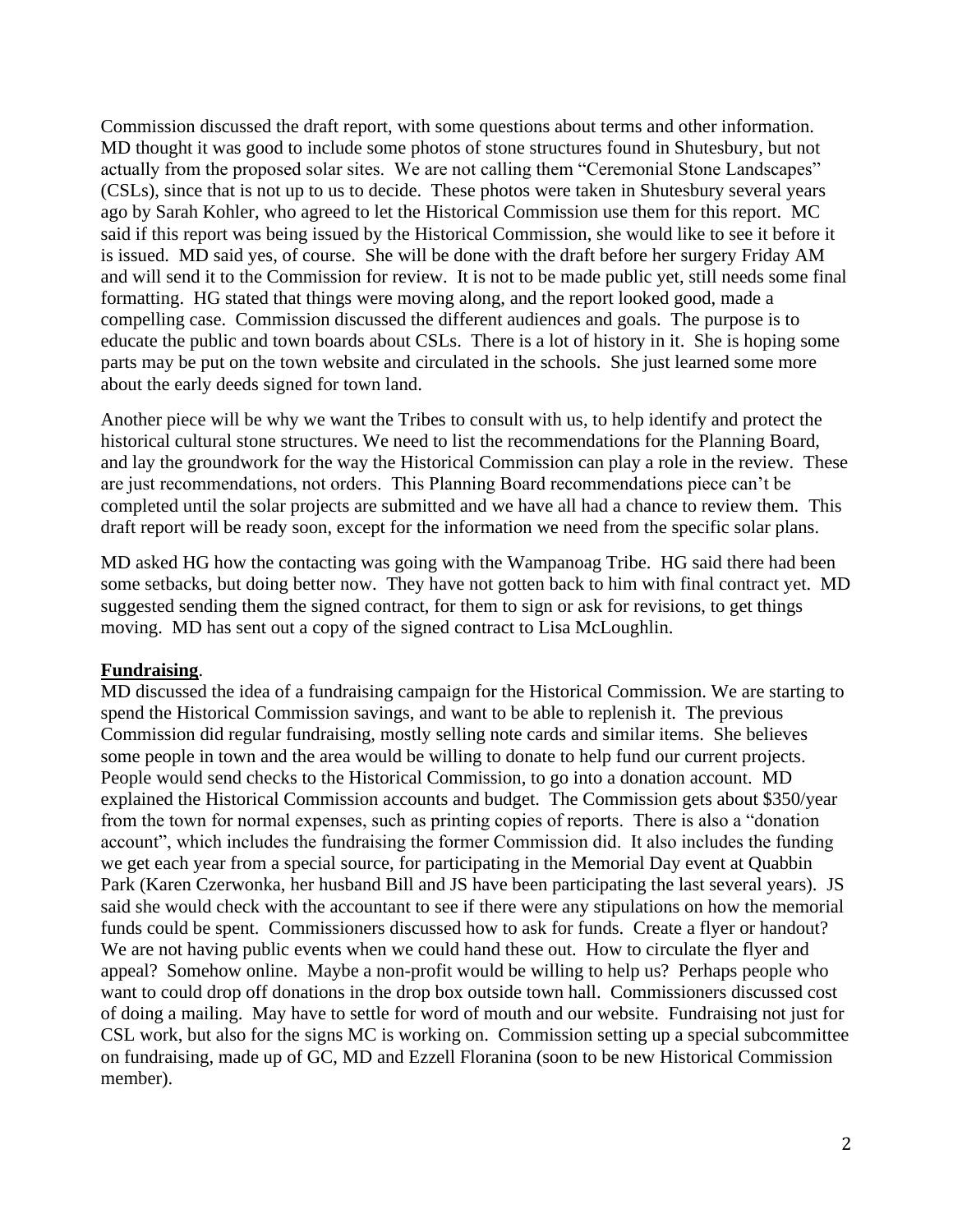Commission discussed the draft report, with some questions about terms and other information. MD thought it was good to include some photos of stone structures found in Shutesbury, but not actually from the proposed solar sites. We are not calling them "Ceremonial Stone Landscapes" (CSLs), since that is not up to us to decide. These photos were taken in Shutesbury several years ago by Sarah Kohler, who agreed to let the Historical Commission use them for this report. MC said if this report was being issued by the Historical Commission, she would like to see it before it is issued. MD said yes, of course. She will be done with the draft before her surgery Friday AM and will send it to the Commission for review. It is not to be made public yet, still needs some final formatting. HG stated that things were moving along, and the report looked good, made a compelling case. Commission discussed the different audiences and goals. The purpose is to educate the public and town boards about CSLs. There is a lot of history in it. She is hoping some parts may be put on the town website and circulated in the schools. She just learned some more about the early deeds signed for town land.

Another piece will be why we want the Tribes to consult with us, to help identify and protect the historical cultural stone structures. We need to list the recommendations for the Planning Board, and lay the groundwork for the way the Historical Commission can play a role in the review. These are just recommendations, not orders. This Planning Board recommendations piece can't be completed until the solar projects are submitted and we have all had a chance to review them. This draft report will be ready soon, except for the information we need from the specific solar plans.

MD asked HG how the contacting was going with the Wampanoag Tribe. HG said there had been some setbacks, but doing better now. They have not gotten back to him with final contract yet. MD suggested sending them the signed contract, for them to sign or ask for revisions, to get things moving. MD has sent out a copy of the signed contract to Lisa McLoughlin.

**Fundraising**.

MD discussed the idea of a fundraising campaign for the Historical Commission. We are starting to spend the Historical Commission savings, and want to be able to replenish it. The previous Commission did regular fundraising, mostly selling note cards and similar items. She believes some people in town and the area would be willing to donate to help fund our current projects. People would send checks to the Historical Commission, to go into a donation account. MD explained the Historical Commission accounts and budget. The Commission gets about $350/year from the town for normal expenses, such as printing copies of reports. There is also a "donation account", which includes the fundraising the former Commission did. It also includes the funding we get each year from a special source, for participating in the Memorial Day event at Quabbin Park (Karen Czerwonka, her husband Bill and JS have been participating the last several years). JS said she would check with the accountant to see if there were any stipulations on how the memorial funds could be spent. Commissioners discussed how to ask for funds. Create a flyer or handout? We are not having public events when we could hand these out. How to circulate the flyer and appeal? Somehow online. Maybe a non-profit would be willing to help us? Perhaps people who want to could drop off donations in the drop box outside town hall. Commissioners discussed cost of doing a mailing. May have to settle for word of mouth and our website. Fundraising not just for CSL work, but also for the signs MC is working on. Commission setting up a special subcommittee on fundraising, made up of GC, MD and Ezzell Floranina (soon to be new Historical Commission member).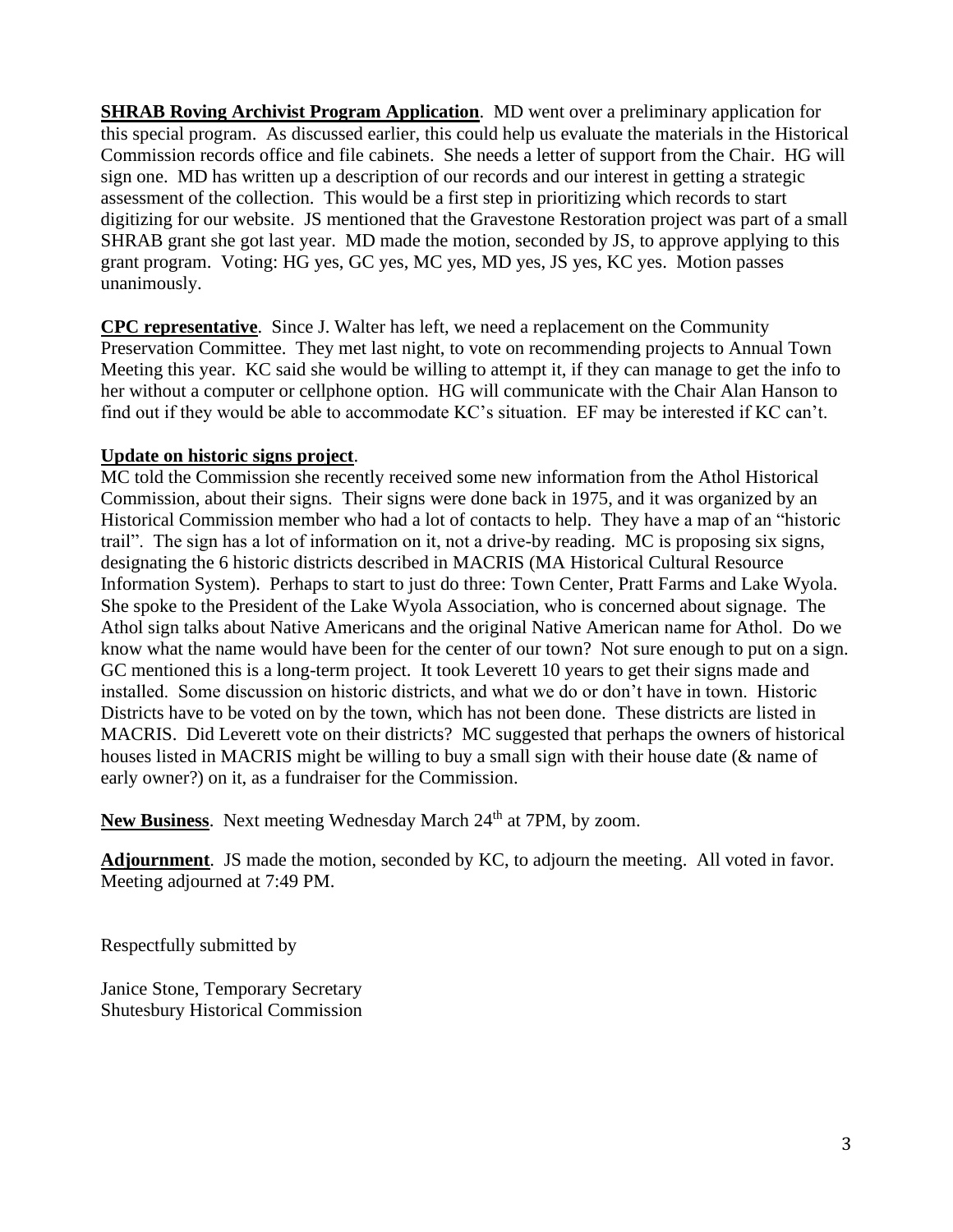**SHRAB Roving Archivist Program Application**. MD went over a preliminary application for this special program. As discussed earlier, this could help us evaluate the materials in the Historical Commission records office and file cabinets. She needs a letter of support from the Chair. HG will sign one. MD has written up a description of our records and our interest in getting a strategic assessment of the collection. This would be a first step in prioritizing which records to start digitizing for our website. JS mentioned that the Gravestone Restoration project was part of a small SHRAB grant she got last year. MD made the motion, seconded by JS, to approve applying to this grant program. Voting: HG yes, GC yes, MC yes, MD yes, JS yes, KC yes. Motion passes unanimously.

**CPC representative**. Since J. Walter has left, we need a replacement on the Community Preservation Committee. They met last night, to vote on recommending projects to Annual Town Meeting this year. KC said she would be willing to attempt it, if they can manage to get the info to her without a computer or cellphone option. HG will communicate with the Chair Alan Hanson to find out if they would be able to accommodate KC's situation. EF may be interested if KC can't.

**Update on historic signs project**.
MC told the Commission she recently received some new information from the Athol Historical Commission, about their signs. Their signs were done back in 1975, and it was organized by an Historical Commission member who had a lot of contacts to help. They have a map of an "historic trail". The sign has a lot of information on it, not a drive-by reading. MC is proposing six signs, designating the 6 historic districts described in MACRIS (MA Historical Cultural Resource Information System). Perhaps to start to just do three: Town Center, Pratt Farms and Lake Wyola. She spoke to the President of the Lake Wyola Association, who is concerned about signage. The Athol sign talks about Native Americans and the original Native American name for Athol. Do we know what the name would have been for the center of our town? Not sure enough to put on a sign. GC mentioned this is a long-term project. It took Leverett 10 years to get their signs made and installed. Some discussion on historic districts, and what we do or don't have in town. Historic Districts have to be voted on by the town, which has not been done. These districts are listed in MACRIS. Did Leverett vote on their districts? MC suggested that perhaps the owners of historical houses listed in MACRIS might be willing to buy a small sign with their house date (& name of early owner?) on it, as a fundraiser for the Commission.

**New Business**. Next meeting Wednesday March 24th at 7PM, by zoom.

**Adjournment**. JS made the motion, seconded by KC, to adjourn the meeting. All voted in favor. Meeting adjourned at 7:49 PM.

Respectfully submitted by

Janice Stone, Temporary Secretary
Shutesbury Historical Commission